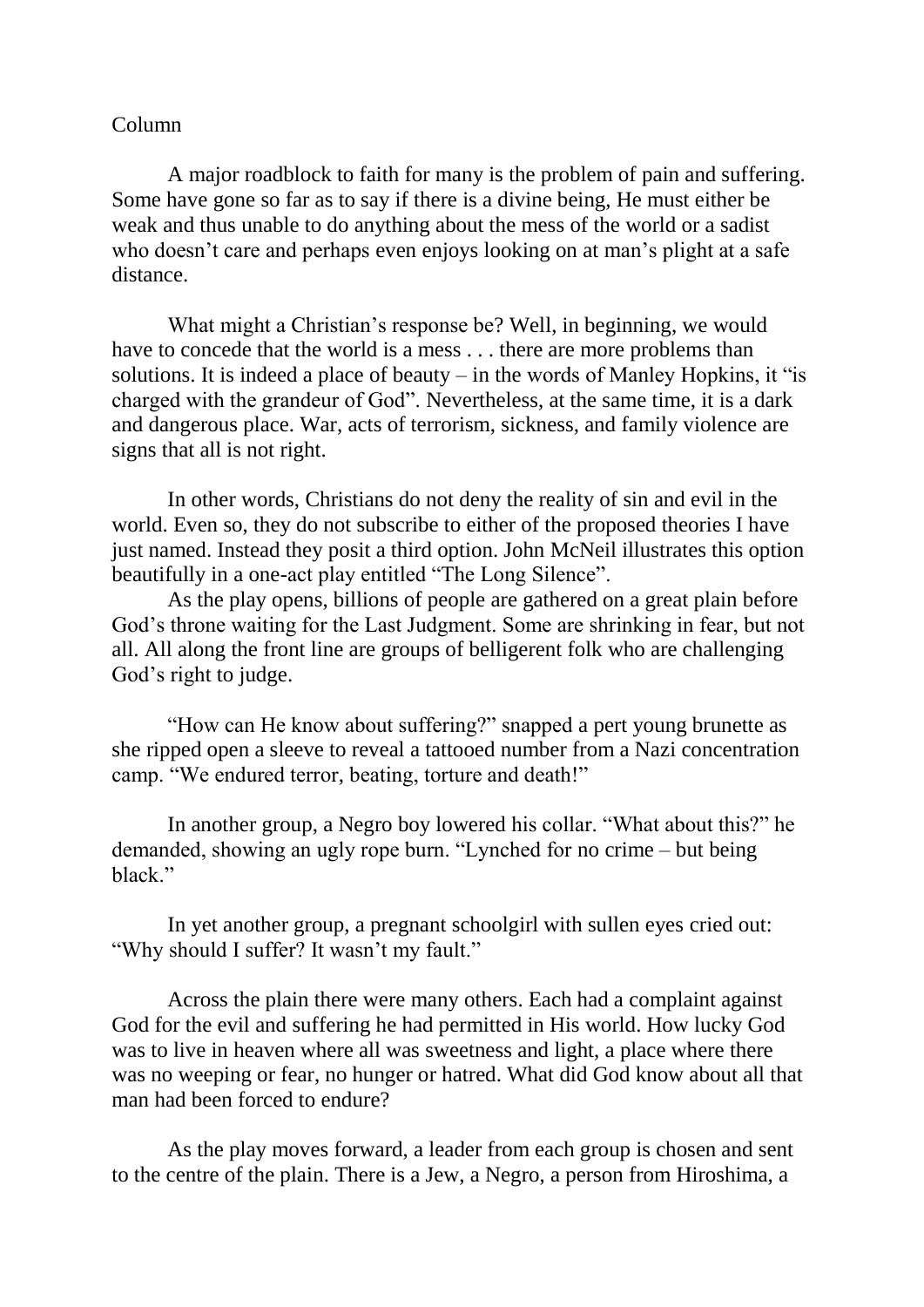Column

A major roadblock to faith for many is the problem of pain and suffering. Some have gone so far as to say if there is a divine being, He must either be weak and thus unable to do anything about the mess of the world or a sadist who doesn't care and perhaps even enjoys looking on at man's plight at a safe distance.

What might a Christian's response be? Well, in beginning, we would have to concede that the world is a mess . . . there are more problems than solutions. It is indeed a place of beauty – in the words of Manley Hopkins, it "is charged with the grandeur of God". Nevertheless, at the same time, it is a dark and dangerous place. War, acts of terrorism, sickness, and family violence are signs that all is not right.

In other words, Christians do not deny the reality of sin and evil in the world. Even so, they do not subscribe to either of the proposed theories I have just named. Instead they posit a third option. John McNeil illustrates this option beautifully in a one-act play entitled "The Long Silence".

As the play opens, billions of people are gathered on a great plain before God's throne waiting for the Last Judgment. Some are shrinking in fear, but not all. All along the front line are groups of belligerent folk who are challenging God's right to judge.

"How can He know about suffering?" snapped a pert young brunette as she ripped open a sleeve to reveal a tattooed number from a Nazi concentration camp. "We endured terror, beating, torture and death!"

In another group, a Negro boy lowered his collar. "What about this?" he demanded, showing an ugly rope burn. "Lynched for no crime – but being black."

In yet another group, a pregnant schoolgirl with sullen eyes cried out: "Why should I suffer? It wasn't my fault."

Across the plain there were many others. Each had a complaint against God for the evil and suffering he had permitted in His world. How lucky God was to live in heaven where all was sweetness and light, a place where there was no weeping or fear, no hunger or hatred. What did God know about all that man had been forced to endure?

As the play moves forward, a leader from each group is chosen and sent to the centre of the plain. There is a Jew, a Negro, a person from Hiroshima, a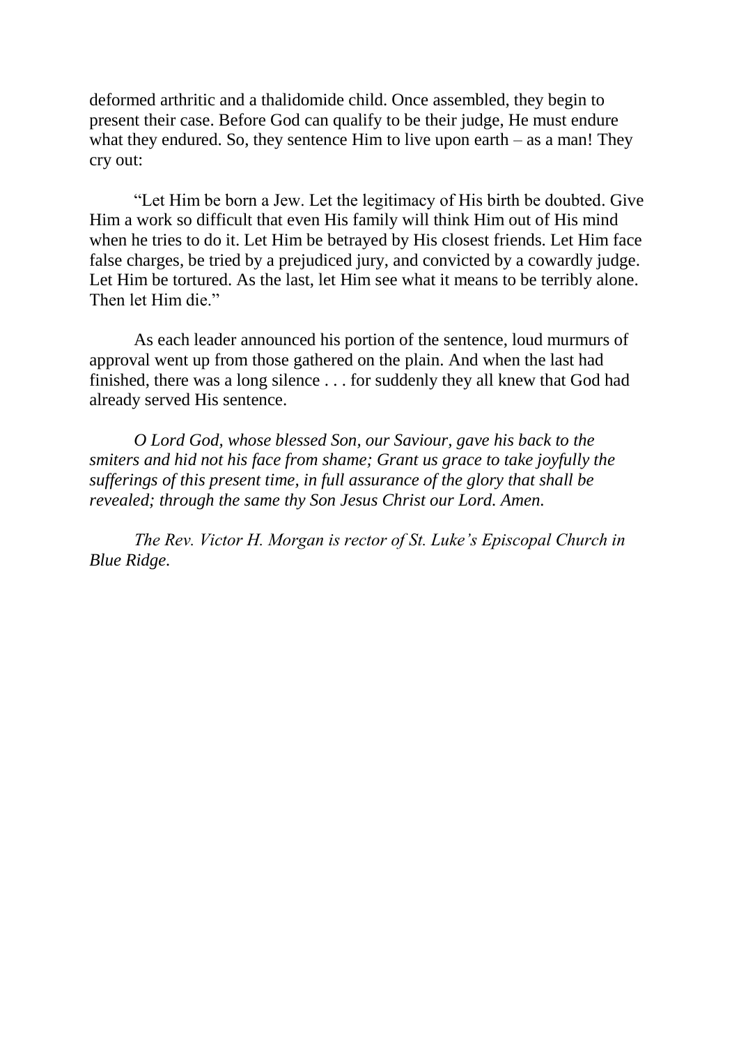deformed arthritic and a thalidomide child. Once assembled, they begin to present their case. Before God can qualify to be their judge, He must endure what they endured. So, they sentence Him to live upon earth – as a man! They cry out:

"Let Him be born a Jew. Let the legitimacy of His birth be doubted. Give Him a work so difficult that even His family will think Him out of His mind when he tries to do it. Let Him be betrayed by His closest friends. Let Him face false charges, be tried by a prejudiced jury, and convicted by a cowardly judge. Let Him be tortured. As the last, let Him see what it means to be terribly alone. Then let Him die."

As each leader announced his portion of the sentence, loud murmurs of approval went up from those gathered on the plain. And when the last had finished, there was a long silence . . . for suddenly they all knew that God had already served His sentence.

*O Lord God, whose blessed Son, our Saviour, gave his back to the smiters and hid not his face from shame; Grant us grace to take joyfully the sufferings of this present time, in full assurance of the glory that shall be revealed; through the same thy Son Jesus Christ our Lord. Amen.*

*The Rev. Victor H. Morgan is rector of St. Luke's Episcopal Church in Blue Ridge.*